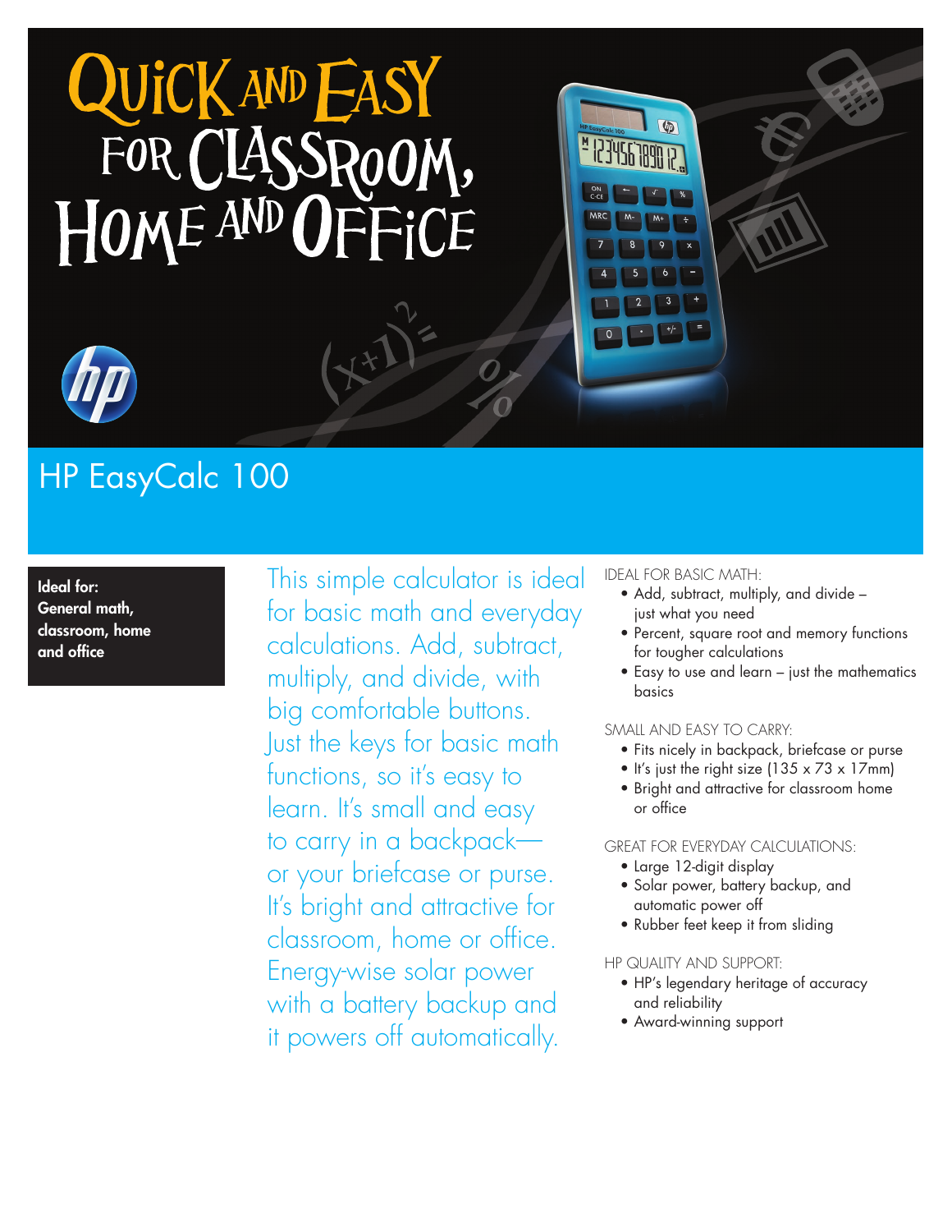# Quick and Easy for Classroom, Home and Office

## HP EasyCalc 100

**Ideal for: General math, classroom, home and office**

This simple calculator is ideal for basic math and everyday calculations. Add, subtract, multiply, and divide, with big comfortable buttons. Just the keys for basic math functions, so it's easy to learn. It's small and easy to carry in a backpack—or your briefcase or purse. It's bright and attractive for classroom, home or office. Energy-wise solar power with a battery backup and it powers off automatically.

IDEAL FOR BASIC MATH:

- Add, subtract, multiply, and divide – just what you need
- Percent, square root and memory functions for tougher calculations
- Easy to use and learn – just the mathematics basics

SMALL AND EASY TO CARRY:

- Fits nicely in backpack, briefcase or purse
- It's just the right size (135 x 73 x 17mm)
- Bright and attractive for classroom home or office

GREAT FOR EVERYDAY CALCULATIONS:

- Large 12-digit display
- Solar power, battery backup, and automatic power off
- Rubber feet keep it from sliding

HP QUALITY AND SUPPORT:

- HP's legendary heritage of accuracy and reliability
- Award-winning support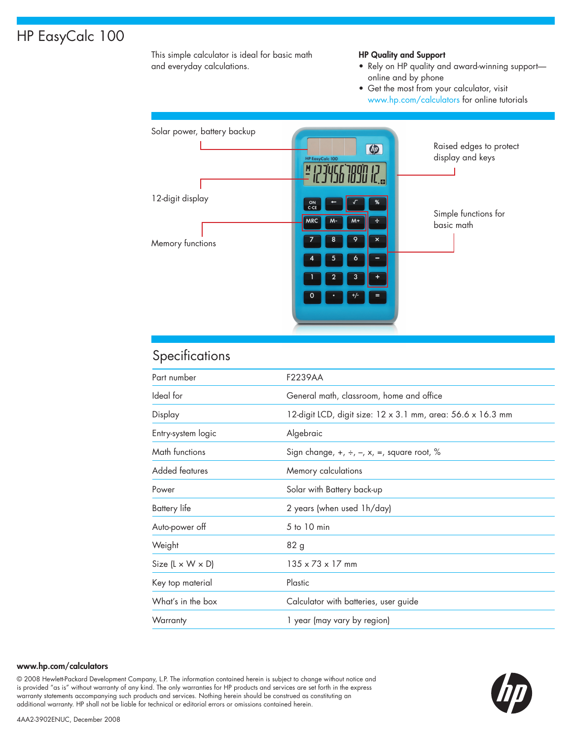# HP EasyCalc 100

This simple calculator is ideal for basic math and everyday calculations.

**HP Quality and Support**

- Rely on HP quality and award-winning support—online and by phone
- Get the most from your calculator, visit www.hp.com/calculators for online tutorials

Solar power, battery backup

12-digit display

Memory functions

Raised edges to protect display and keys

Simple functions for basic math

## Specifications

| | |
|---|---|
| Part number | F2239AA |
| Ideal for | General math, classroom, home and office |
| Display | 12-digit LCD, digit size: 12 x 3.1 mm, area: 56.6 x 16.3 mm |
| Entry-system logic | Algebraic |
| Math functions | Sign change, +, ÷, –, x, =, square root, % |
| Added features | Memory calculations |
| Power | Solar with Battery back-up |
| Battery life | 2 years (when used 1h/day) |
| Auto-power off | 5 to 10 min |
| Weight | 82 g |
| Size (L x W x D) | 135 x 73 x 17 mm |
| Key top material | Plastic |
| What's in the box | Calculator with batteries, user guide |
| Warranty | 1 year (may vary by region) |

**www.hp.com/calculators**

© 2008 Hewlett-Packard Development Company, L.P. The information contained herein is subject to change without notice and is provided "as is" without warranty of any kind. The only warranties for HP products and services are set forth in the express warranty statements accompanying such products and services. Nothing herein should be construed as constituting an additional warranty. HP shall not be liable for technical or editorial errors or omissions contained herein.

4AA2-3902ENUC, December 2008